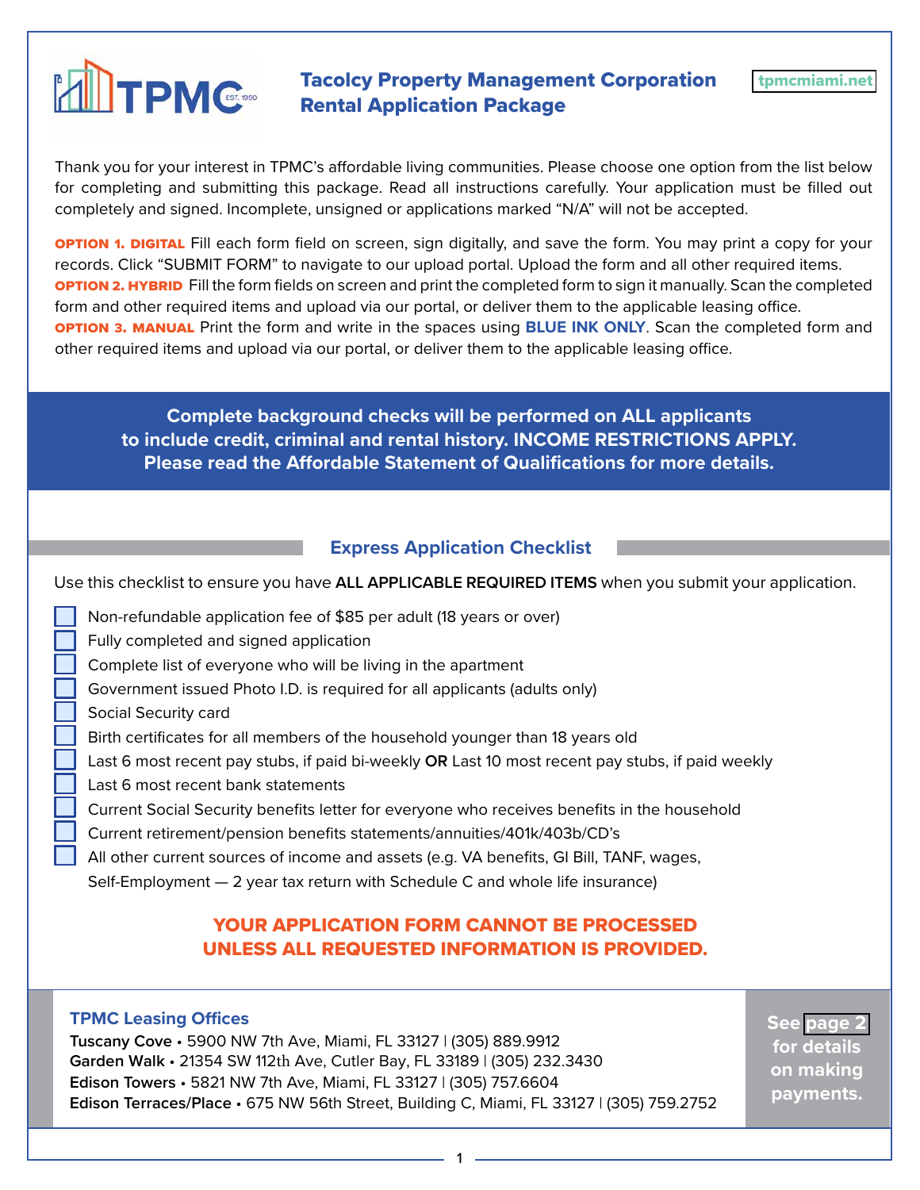# Tacolcy Property Management Corporation Rental Application Package

TPMC EST. 1990

tpmcmiami.net

Thank you for your interest in TPMC's affordable living communities. Please choose one option from the list below for completing and submitting this package. Read all instructions carefully. Your application must be filled out completely and signed. Incomplete, unsigned or applications marked "N/A" will not be accepted.

**OPTION 1. DIGITAL** Fill each form field on screen, sign digitally, and save the form. You may print a copy for your records. Click "SUBMIT FORM" to navigate to our upload portal. Upload the form and all other required items.

**OPTION 2. HYBRID** Fill the form fields on screen and print the completed form to sign it manually. Scan the completed form and other required items and upload via our portal, or deliver them to the applicable leasing office.

**OPTION 3. MANUAL** Print the form and write in the spaces using **BLUE INK ONLY**. Scan the completed form and other required items and upload via our portal, or deliver them to the applicable leasing office.

**Complete background checks will be performed on ALL applicants to include credit, criminal and rental history. INCOME RESTRICTIONS APPLY. Please read the Affordable Statement of Qualifications for more details.**

## Express Application Checklist

Use this checklist to ensure you have **ALL APPLICABLE REQUIRED ITEMS** when you submit your application.

- ☐ Non-refundable application fee of $85 per adult (18 years or over)
- ☐ Fully completed and signed application
- ☐ Complete list of everyone who will be living in the apartment
- ☐ Government issued Photo I.D. is required for all applicants (adults only)
- ☐ Social Security card
- ☐ Birth certificates for all members of the household younger than 18 years old
- ☐ Last 6 most recent pay stubs, if paid bi-weekly **OR** Last 10 most recent pay stubs, if paid weekly
- ☐ Last 6 most recent bank statements
- ☐ Current Social Security benefits letter for everyone who receives benefits in the household
- ☐ Current retirement/pension benefits statements/annuities/401k/403b/CD's
- ☐ All other current sources of income and assets (e.g. VA benefits, GI Bill, TANF, wages, Self-Employment — 2 year tax return with Schedule C and whole life insurance)

**YOUR APPLICATION FORM CANNOT BE PROCESSED UNLESS ALL REQUESTED INFORMATION IS PROVIDED.**

### TPMC Leasing Offices

**Tuscany Cove** • 5900 NW 7th Ave, Miami, FL 33127 | (305) 889.9912
**Garden Walk** • 21354 SW 112th Ave, Cutler Bay, FL 33189 | (305) 232.3430
**Edison Towers** • 5821 NW 7th Ave, Miami, FL 33127 | (305) 757.6604
**Edison Terraces/Place** • 675 NW 56th Street, Building C, Miami, FL 33127 | (305) 759.2752

**See page 2 for details on making payments.**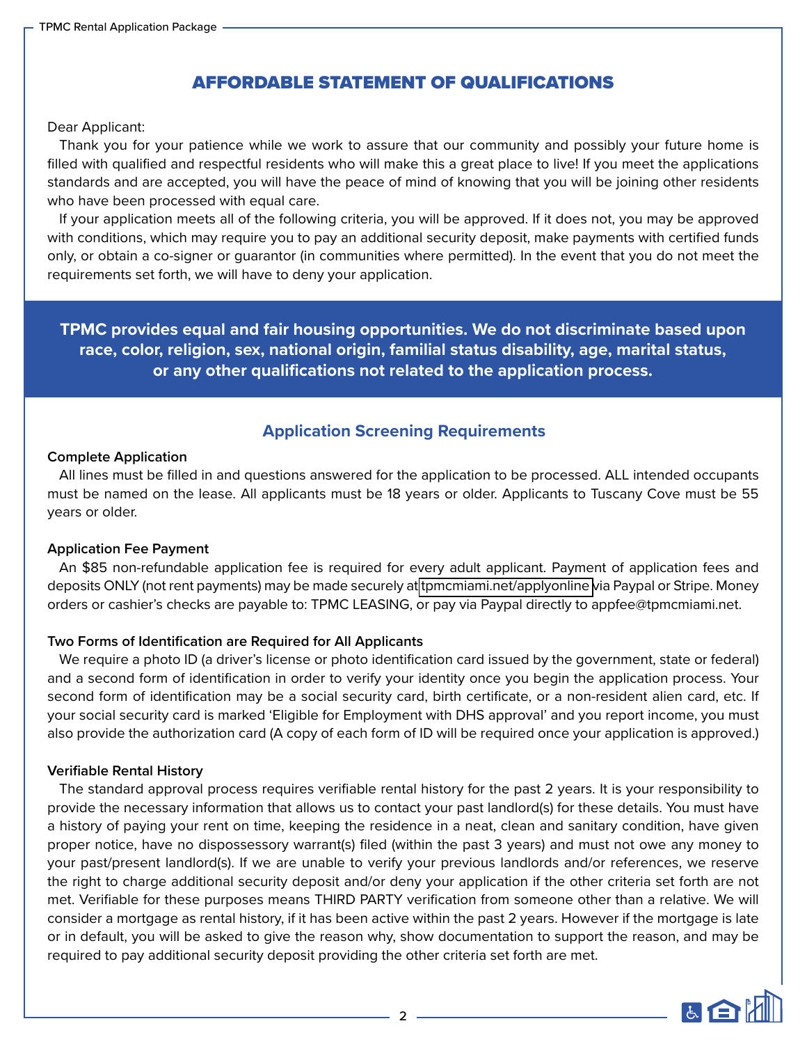## AFFORDABLE STATEMENT OF QUALIFICATIONS

Dear Applicant:

Thank you for your patience while we work to assure that our community and possibly your future home is filled with qualified and respectful residents who will make this a great place to live! If you meet the applications standards and are accepted, you will have the peace of mind of knowing that you will be joining other residents who have been processed with equal care.

If your application meets all of the following criteria, you will be approved. If it does not, you may be approved with conditions, which may require you to pay an additional security deposit, make payments with certified funds only, or obtain a co-signer or guarantor (in communities where permitted). In the event that you do not meet the requirements set forth, we will have to deny your application.

**TPMC provides equal and fair housing opportunities. We do not discriminate based upon race, color, religion, sex, national origin, familial status disability, age, marital status, or any other qualifications not related to the application process.**

### Application Screening Requirements

**Complete Application**

All lines must be filled in and questions answered for the application to be processed. ALL intended occupants must be named on the lease. All applicants must be 18 years or older. Applicants to Tuscany Cove must be 55 years or older.

**Application Fee Payment**

An $85 non-refundable application fee is required for every adult applicant. Payment of application fees and deposits ONLY (not rent payments) may be made securely at tpmcmiami.net/applyonline via Paypal or Stripe. Money orders or cashier's checks are payable to: TPMC LEASING, or pay via Paypal directly to appfee@tpmcmiami.net.

**Two Forms of Identification are Required for All Applicants**

We require a photo ID (a driver's license or photo identification card issued by the government, state or federal) and a second form of identification in order to verify your identity once you begin the application process. Your second form of identification may be a social security card, birth certificate, or a non-resident alien card, etc. If your social security card is marked 'Eligible for Employment with DHS approval' and you report income, you must also provide the authorization card (A copy of each form of ID will be required once your application is approved.)

**Verifiable Rental History**

The standard approval process requires verifiable rental history for the past 2 years. It is your responsibility to provide the necessary information that allows us to contact your past landlord(s) for these details. You must have a history of paying your rent on time, keeping the residence in a neat, clean and sanitary condition, have given proper notice, have no dispossessory warrant(s) filed (within the past 3 years) and must not owe any money to your past/present landlord(s). If we are unable to verify your previous landlords and/or references, we reserve the right to charge additional security deposit and/or deny your application if the other criteria set forth are not met. Verifiable for these purposes means THIRD PARTY verification from someone other than a relative. We will consider a mortgage as rental history, if it has been active within the past 2 years. However if the mortgage is late or in default, you will be asked to give the reason why, show documentation to support the reason, and may be required to pay additional security deposit providing the other criteria set forth are met.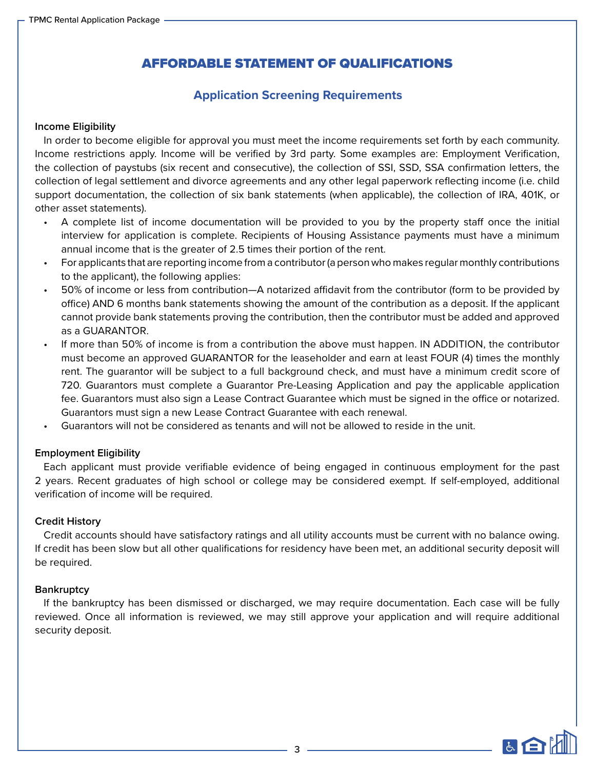# AFFORDABLE STATEMENT OF QUALIFICATIONS

## Application Screening Requirements

**Income Eligibility**

In order to become eligible for approval you must meet the income requirements set forth by each community. Income restrictions apply. Income will be verified by 3rd party. Some examples are: Employment Verification, the collection of paystubs (six recent and consecutive), the collection of SSI, SSD, SSA confirmation letters, the collection of legal settlement and divorce agreements and any other legal paperwork reflecting income (i.e. child support documentation, the collection of six bank statements (when applicable), the collection of IRA, 401K, or other asset statements).

- A complete list of income documentation will be provided to you by the property staff once the initial interview for application is complete. Recipients of Housing Assistance payments must have a minimum annual income that is the greater of 2.5 times their portion of the rent.
- For applicants that are reporting income from a contributor (a person who makes regular monthly contributions to the applicant), the following applies:
- 50% of income or less from contribution—A notarized affidavit from the contributor (form to be provided by office) AND 6 months bank statements showing the amount of the contribution as a deposit. If the applicant cannot provide bank statements proving the contribution, then the contributor must be added and approved as a GUARANTOR.
- If more than 50% of income is from a contribution the above must happen. IN ADDITION, the contributor must become an approved GUARANTOR for the leaseholder and earn at least FOUR (4) times the monthly rent. The guarantor will be subject to a full background check, and must have a minimum credit score of 720. Guarantors must complete a Guarantor Pre-Leasing Application and pay the applicable application fee. Guarantors must also sign a Lease Contract Guarantee which must be signed in the office or notarized. Guarantors must sign a new Lease Contract Guarantee with each renewal.
- Guarantors will not be considered as tenants and will not be allowed to reside in the unit.

**Employment Eligibility**

Each applicant must provide verifiable evidence of being engaged in continuous employment for the past 2 years. Recent graduates of high school or college may be considered exempt. If self-employed, additional verification of income will be required.

**Credit History**

Credit accounts should have satisfactory ratings and all utility accounts must be current with no balance owing. If credit has been slow but all other qualifications for residency have been met, an additional security deposit will be required.

**Bankruptcy**

If the bankruptcy has been dismissed or discharged, we may require documentation. Each case will be fully reviewed. Once all information is reviewed, we may still approve your application and will require additional security deposit.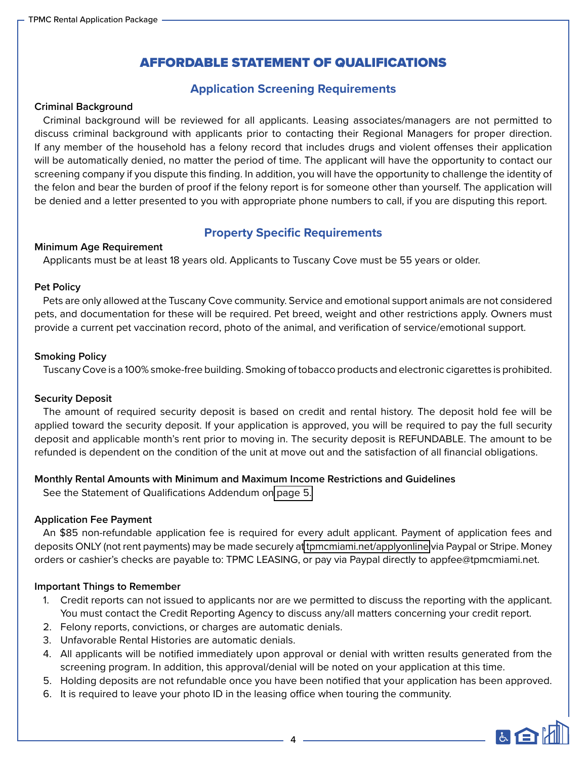# AFFORDABLE STATEMENT OF QUALIFICATIONS

## Application Screening Requirements

**Criminal Background**

Criminal background will be reviewed for all applicants. Leasing associates/managers are not permitted to discuss criminal background with applicants prior to contacting their Regional Managers for proper direction. If any member of the household has a felony record that includes drugs and violent offenses their application will be automatically denied, no matter the period of time. The applicant will have the opportunity to contact our screening company if you dispute this finding. In addition, you will have the opportunity to challenge the identity of the felon and bear the burden of proof if the felony report is for someone other than yourself. The application will be denied and a letter presented to you with appropriate phone numbers to call, if you are disputing this report.

## Property Specific Requirements

**Minimum Age Requirement**

Applicants must be at least 18 years old. Applicants to Tuscany Cove must be 55 years or older.

**Pet Policy**

Pets are only allowed at the Tuscany Cove community. Service and emotional support animals are not considered pets, and documentation for these will be required. Pet breed, weight and other restrictions apply. Owners must provide a current pet vaccination record, photo of the animal, and verification of service/emotional support.

**Smoking Policy**

Tuscany Cove is a 100% smoke-free building. Smoking of tobacco products and electronic cigarettes is prohibited.

**Security Deposit**

The amount of required security deposit is based on credit and rental history. The deposit hold fee will be applied toward the security deposit. If your application is approved, you will be required to pay the full security deposit and applicable month's rent prior to moving in. The security deposit is REFUNDABLE. The amount to be refunded is dependent on the condition of the unit at move out and the satisfaction of all financial obligations.

**Monthly Rental Amounts with Minimum and Maximum Income Restrictions and Guidelines**

See the Statement of Qualifications Addendum on page 5.

**Application Fee Payment**

An $85 non-refundable application fee is required for every adult applicant. Payment of application fees and deposits ONLY (not rent payments) may be made securely at tpmcmiami.net/applyonline via Paypal or Stripe. Money orders or cashier's checks are payable to: TPMC LEASING, or pay via Paypal directly to appfee@tpmcmiami.net.

**Important Things to Remember**

1. Credit reports can not issued to applicants nor are we permitted to discuss the reporting with the applicant. You must contact the Credit Reporting Agency to discuss any/all matters concerning your credit report.
2. Felony reports, convictions, or charges are automatic denials.
3. Unfavorable Rental Histories are automatic denials.
4. All applicants will be notified immediately upon approval or denial with written results generated from the screening program. In addition, this approval/denial will be noted on your application at this time.
5. Holding deposits are not refundable once you have been notified that your application has been approved.
6. It is required to leave your photo ID in the leasing office when touring the community.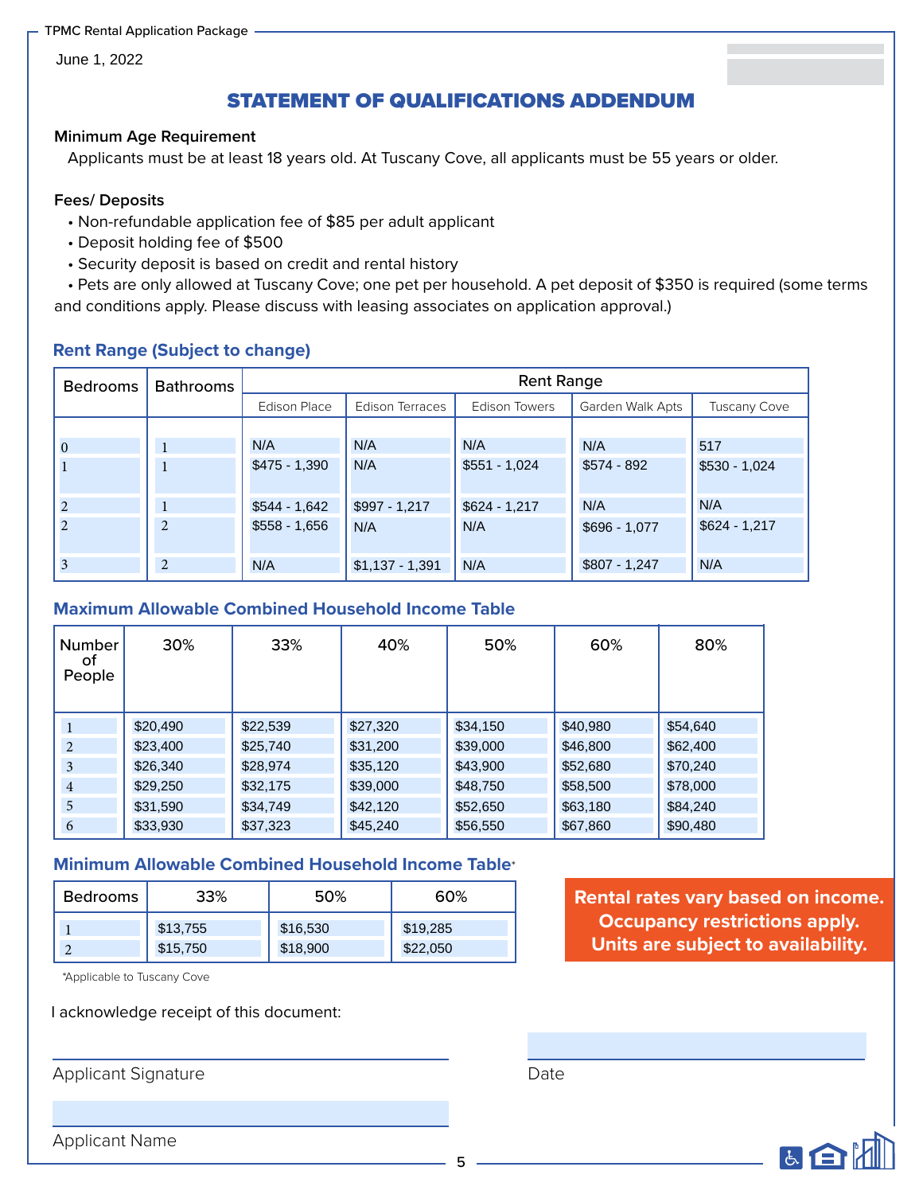June 1, 2022

# STATEMENT OF QUALIFICATIONS ADDENDUM

**Minimum Age Requirement**

Applicants must be at least 18 years old. At Tuscany Cove, all applicants must be 55 years or older.

**Fees/ Deposits**

- Non-refundable application fee of $85 per adult applicant
- Deposit holding fee of $500
- Security deposit is based on credit and rental history
- Pets are only allowed at Tuscany Cove; one pet per household. A pet deposit of $350 is required (some terms and conditions apply. Please discuss with leasing associates on application approval.)

## Rent Range (Subject to change)

| Bedrooms | Bathrooms | Rent Range | | | | |
|---|---|---|---|---|---|---|
| | | Edison Place | Edison Terraces | Edison Towers | Garden Walk Apts | Tuscany Cove |
| 0 | 1 | N/A | N/A | N/A | N/A | 517 |
| 1 | 1 | $475 - 1,390 | N/A | $551 - 1,024 | $574 - 892 | $530 - 1,024 |
| 2 | 1 | $544 - 1,642 | $997 - 1,217 | $624 - 1,217 | N/A | N/A |
| 2 | 2 | $558 - 1,656 | N/A | N/A | $696 - 1,077 | $624 - 1,217 |
| 3 | 2 | N/A | $1,137 - 1,391 | N/A | $807 - 1,247 | N/A |

## Maximum Allowable Combined Household Income Table

| Number of People | 30% | 33% | 40% | 50% | 60% | 80% |
|---|---|---|---|---|---|---|
| 1 | $20,490 | $22,539 | $27,320 | $34,150 | $40,980 | $54,640 |
| 2 | $23,400 | $25,740 | $31,200 | $39,000 | $46,800 | $62,400 |
| 3 | $26,340 | $28,974 | $35,120 | $43,900 | $52,680 | $70,240 |
| 4 | $29,250 | $32,175 | $39,000 | $48,750 | $58,500 | $78,000 |
| 5 | $31,590 | $34,749 | $42,120 | $52,650 | $63,180 | $84,240 |
| 6 | $33,930 | $37,323 | $45,240 | $56,550 | $67,860 | $90,480 |

## Minimum Allowable Combined Household Income Table*

| Bedrooms | 33% | 50% | 60% |
|---|---|---|---|
| 1 | $13,755 | $16,530 | $19,285 |
| 2 | $15,750 | $18,900 | $22,050 |

*Applicable to Tuscany Cove

**Rental rates vary based on income. Occupancy restrictions apply. Units are subject to availability.**

I acknowledge receipt of this document:

Applicant Signature

Date

Applicant Name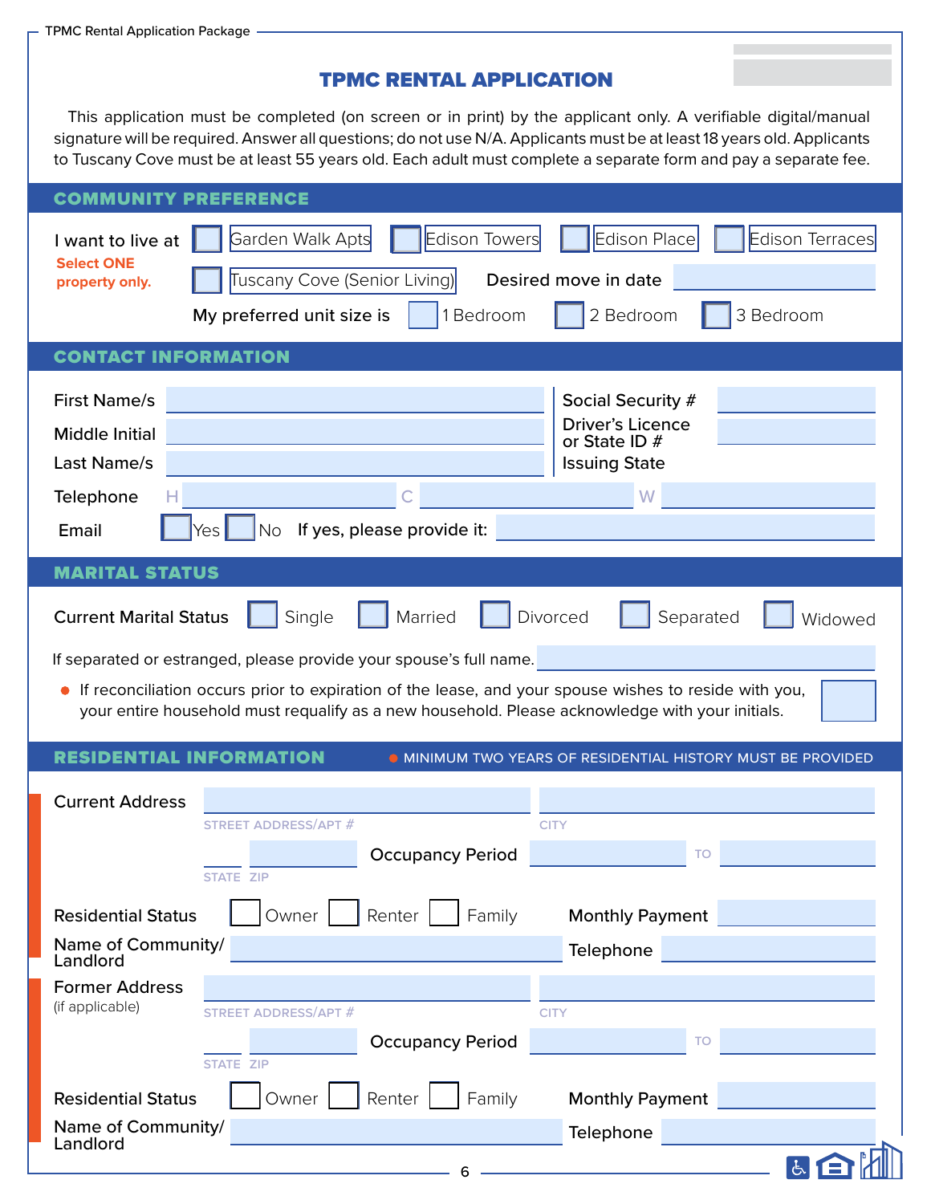# TPMC RENTAL APPLICATION

This application must be completed (on screen or in print) by the applicant only. A verifiable digital/manual signature will be required. Answer all questions; do not use N/A. Applicants must be at least 18 years old. Applicants to Tuscany Cove must be at least 55 years old. Each adult must complete a separate form and pay a separate fee.

## COMMUNITY PREFERENCE

I want to live at ☐ Garden Walk Apts ☐ Edison Towers ☐ Edison Place ☐ Edison Terraces ☐ Tuscany Cove (Senior Living)

**Select ONE property only.**

Desired move in date ______

My preferred unit size is ☐ 1 Bedroom ☐ 2 Bedroom ☐ 3 Bedroom

## CONTACT INFORMATION

First Name/s ______

Middle Initial ______

Last Name/s ______

Social Security # ______

Driver's Licence or State ID # ______

Issuing State ______

Telephone H ______ C ______ W ______

Email ☐ Yes ☐ No If yes, please provide it: ______

## MARITAL STATUS

Current Marital Status ☐ Single ☐ Married ☐ Divorced ☐ Separated ☐ Widowed

If separated or estranged, please provide your spouse's full name. ______

- If reconciliation occurs prior to expiration of the lease, and your spouse wishes to reside with you, your entire household must requalify as a new household. Please acknowledge with your initials. ______

## RESIDENTIAL INFORMATION

- MINIMUM TWO YEARS OF RESIDENTIAL HISTORY MUST BE PROVIDED

Current Address ______ ______
STREET ADDRESS/APT # CITY

______ ______ Occupancy Period ______ TO ______
STATE ZIP

Residential Status ☐ Owner ☐ Renter ☐ Family Monthly Payment ______

Name of Community/ Landlord ______ Telephone ______

Former Address (if applicable) ______ ______
STREET ADDRESS/APT # CITY

______ ______ Occupancy Period ______ TO ______
STATE ZIP

Residential Status ☐ Owner ☐ Renter ☐ Family Monthly Payment ______

Name of Community/ Landlord ______ Telephone ______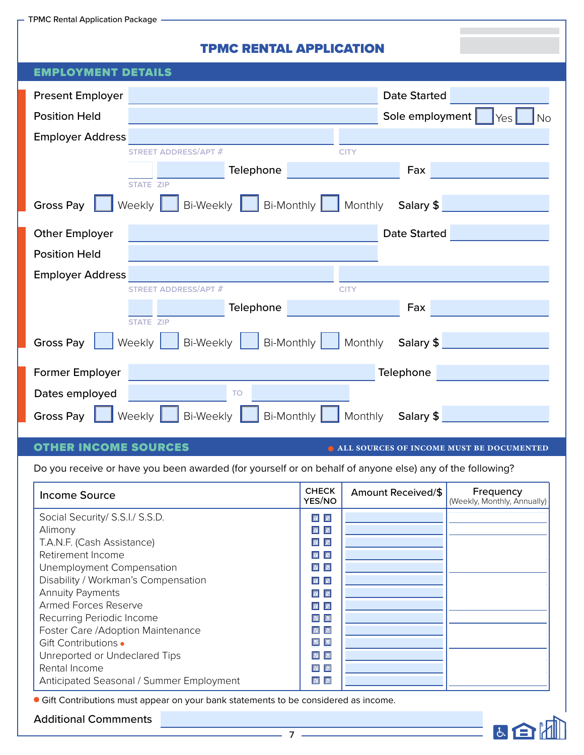# TPMC RENTAL APPLICATION

## EMPLOYMENT DETAILS

Present Employer ______________________ Date Started ____________

Position Held ______________________ Sole employment ☐ Yes ☐ No

Employer Address ______________________ ____________
STREET ADDRESS/APT # CITY

____ ________ Telephone ____________ Fax ____________
STATE ZIP

Gross Pay ☐ Weekly ☐ Bi-Weekly ☐ Bi-Monthly ☐ Monthly Salary $ ____________

Other Employer ______________________ Date Started ____________

Position Held ______________________

Employer Address ______________________ ____________
STREET ADDRESS/APT # CITY

____ ________ Telephone ____________ Fax ____________
STATE ZIP

Gross Pay ☐ Weekly ☐ Bi-Weekly ☐ Bi-Monthly ☐ Monthly Salary $ ____________

Former Employer ______________________ Telephone ____________

Dates employed ____________ TO ____________

Gross Pay ☐ Weekly ☐ Bi-Weekly ☐ Bi-Monthly ☐ Monthly Salary $ ____________

## OTHER INCOME SOURCES

● ALL SOURCES OF INCOME MUST BE DOCUMENTED

Do you receive or have you been awarded (for yourself or on behalf of anyone else) any of the following?

| Income Source | CHECK YES/NO | Amount Received/$ | Frequency (Weekly, Monthly, Annually) |
|---|---|---|---|
| Social Security/ S.S.I./ S.S.D. | Y N | | |
| Alimony | Y N | | |
| T.A.N.F. (Cash Assistance) | Y N | | |
| Retirement Income | Y N | | |
| Unemployment Compensation | Y N | | |
| Disability / Workman's Compensation | Y N | | |
| Annuity Payments | Y N | | |
| Armed Forces Reserve | Y N | | |
| Recurring Periodic Income | Y N | | |
| Foster Care /Adoption Maintenance | Y N | | |
| Gift Contributions ● | Y N | | |
| Unreported or Undeclared Tips | Y N | | |
| Rental Income | Y N | | |
| Anticipated Seasonal / Summer Employment | Y N | | |

● Gift Contributions must appear on your bank statements to be considered as income.

Additional Commments ______________________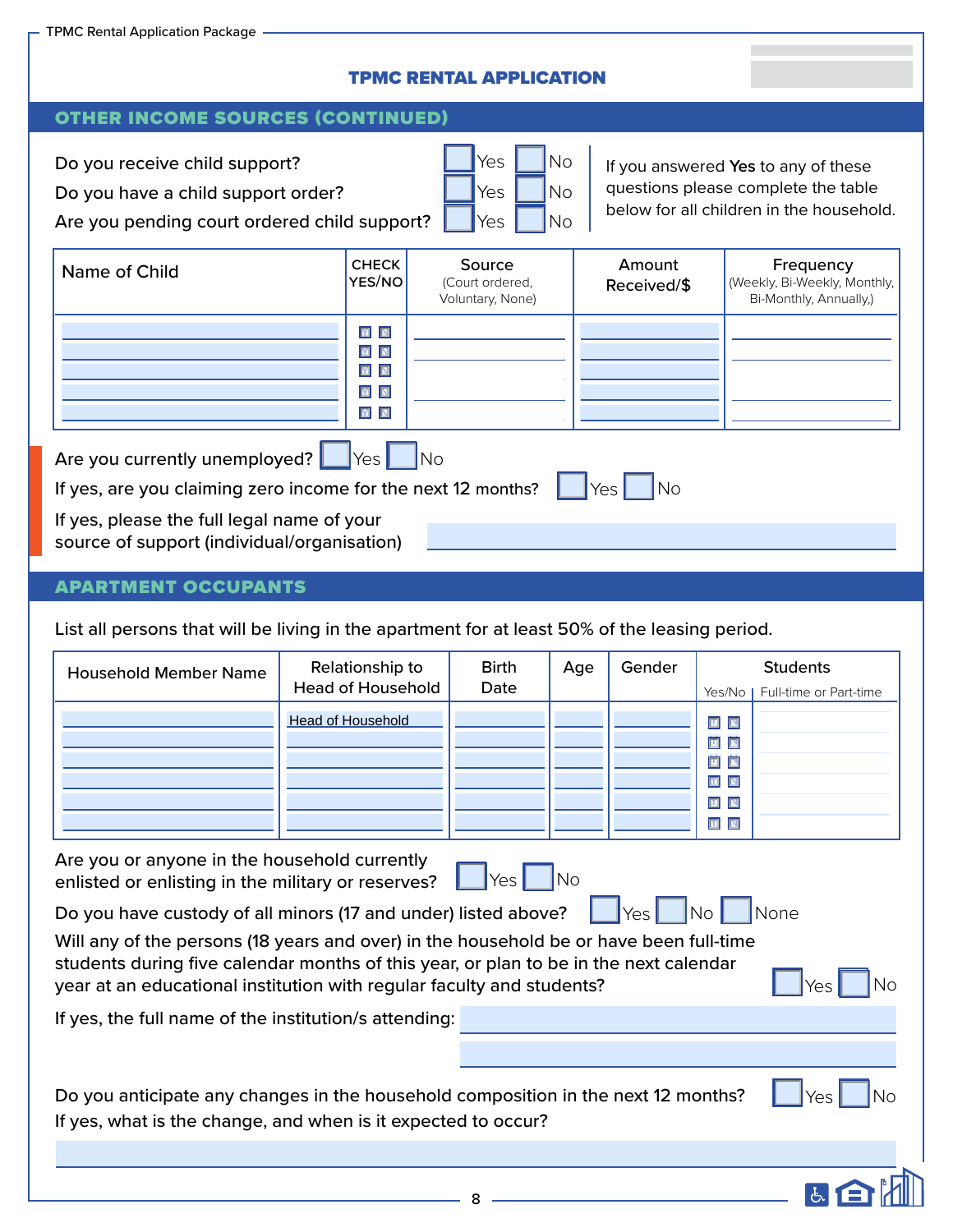## TPMC RENTAL APPLICATION

## OTHER INCOME SOURCES (CONTINUED)

Do you receive child support? ☐ Yes ☐ No

Do you have a child support order? ☐ Yes ☐ No

Are you pending court ordered child support? ☐ Yes ☐ No

If you answered **Yes** to any of these questions please complete the table below for all children in the household.

| Name of Child | CHECK YES/NO | Source (Court ordered, Voluntary, None) | Amount Received/$ | Frequency (Weekly, Bi-Weekly, Monthly, Bi-Monthly, Annually,) |
|---|---|---|---|---|
| | Y N | | | |
| | Y N | | | |
| | Y N | | | |
| | Y N | | | |
| | Y N | | | |

Are you currently unemployed? ☐ Yes ☐ No

If yes, are you claiming zero income for the next 12 months? ☐ Yes ☐ No

If yes, please the full legal name of your source of support (individual/organisation)

## APARTMENT OCCUPANTS

List all persons that will be living in the apartment for at least 50% of the leasing period.

| Household Member Name | Relationship to Head of Household | Birth Date | Age | Gender | Students Yes/No | Students Full-time or Part-time |
|---|---|---|---|---|---|---|
| | Head of Household | | | | Y N | |
| | | | | | Y N | |
| | | | | | Y N | |
| | | | | | Y N | |
| | | | | | Y N | |
| | | | | | Y N | |

Are you or anyone in the household currently enlisted or enlisting in the military or reserves? ☐ Yes ☐ No

Do you have custody of all minors (17 and under) listed above? ☐ Yes ☐ No ☐ None

Will any of the persons (18 years and over) in the household be or have been full-time students during five calendar months of this year, or plan to be in the next calendar year at an educational institution with regular faculty and students? ☐ Yes ☐ No

If yes, the full name of the institution/s attending:

Do you anticipate any changes in the household composition in the next 12 months? ☐ Yes ☐ No

If yes, what is the change, and when is it expected to occur?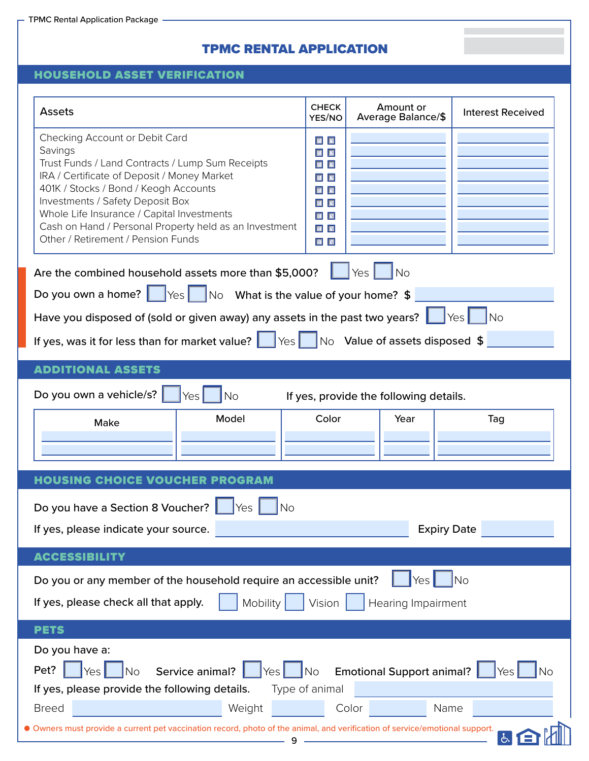# TPMC RENTAL APPLICATION

## HOUSEHOLD ASSET VERIFICATION

| Assets | CHECK YES/NO | Amount or Average Balance/$ | Interest Received |
|---|---|---|---|
| Checking Account or Debit Card | Y N | | |
| Savings | Y N | | |
| Trust Funds / Land Contracts / Lump Sum Receipts | Y N | | |
| IRA / Certificate of Deposit / Money Market | Y N | | |
| 401K / Stocks / Bond / Keogh Accounts | Y N | | |
| Investments / Safety Deposit Box | Y N | | |
| Whole Life Insurance / Capital Investments | Y N | | |
| Cash on Hand / Personal Property held as an Investment | Y N | | |
| Other / Retirement / Pension Funds | Y N | | |

Are the combined household assets more than $5,000? ☐ Yes ☐ No

Do you own a home? ☐ Yes ☐ No What is the value of your home? $ ______

Have you disposed of (sold or given away) any assets in the past two years? ☐ Yes ☐ No

If yes, was it for less than for market value? ☐ Yes ☐ No Value of assets disposed $ ______

## ADDITIONAL ASSETS

Do you own a vehicle/s? ☐ Yes ☐ No If yes, provide the following details.

| Make | Model | Color | Year | Tag |
|---|---|---|---|---|
| | | | | |
| | | | | |

## HOUSING CHOICE VOUCHER PROGRAM

Do you have a Section 8 Voucher? ☐ Yes ☐ No

If yes, please indicate your source. ______ Expiry Date ______

## ACCESSIBILITY

Do you or any member of the household require an accessible unit? ☐ Yes ☐ No

If yes, please check all that apply. ☐ Mobility ☐ Vision ☐ Hearing Impairment

## PETS

Do you have a:

Pet? ☐ Yes ☐ No Service animal? ☐ Yes ☐ No Emotional Support animal? ☐ Yes ☐ No

If yes, please provide the following details. Type of animal ______

Breed ______ Weight ______ Color ______ Name ______

● Owners must provide a current pet vaccination record, photo of the animal, and verification of service/emotional support.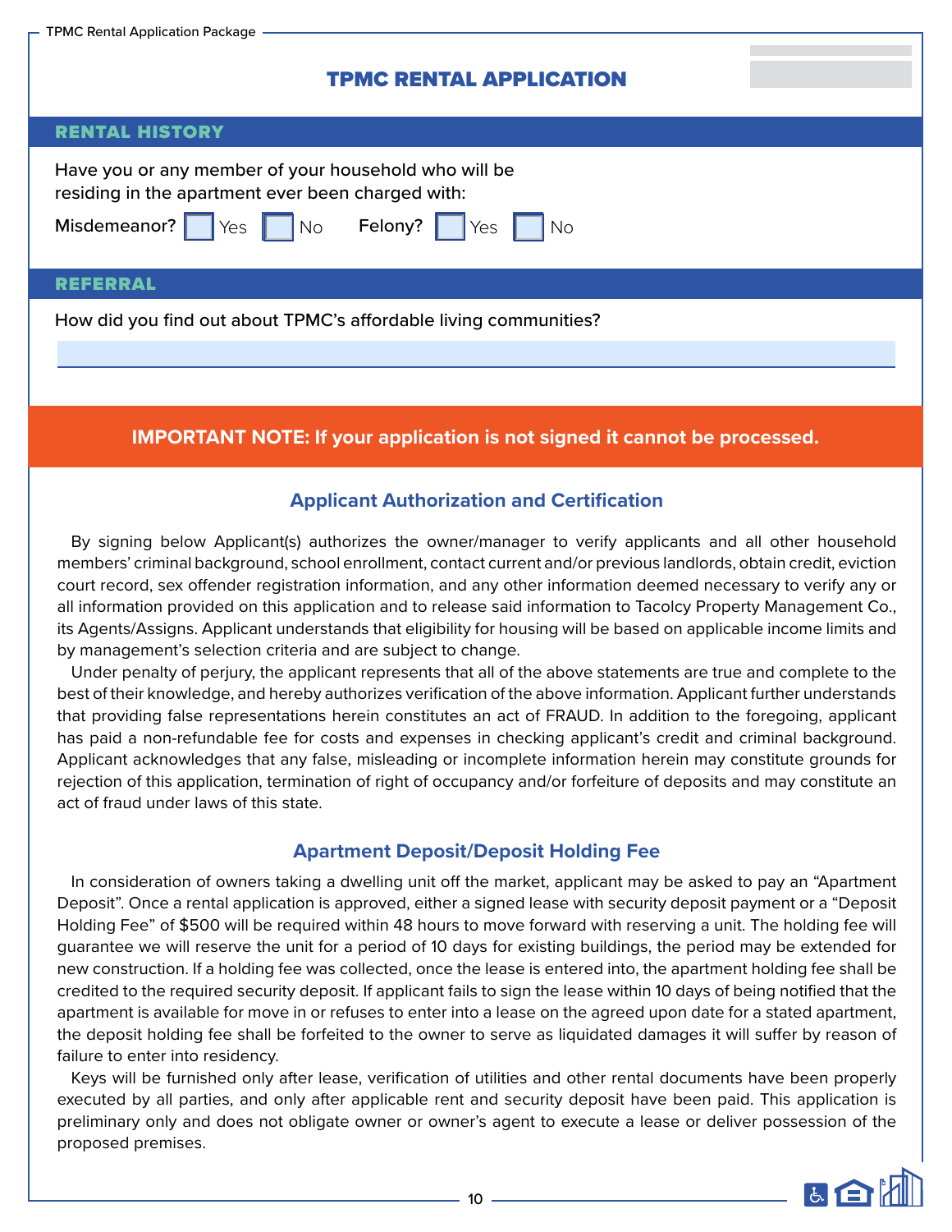# TPMC RENTAL APPLICATION

## RENTAL HISTORY

Have you or any member of your household who will be residing in the apartment ever been charged with:

Misdemeanor? ☐ Yes ☐ No Felony? ☐ Yes ☐ No

## REFERRAL

How did you find out about TPMC's affordable living communities?

**IMPORTANT NOTE: If your application is not signed it cannot be processed.**

### Applicant Authorization and Certification

By signing below Applicant(s) authorizes the owner/manager to verify applicants and all other household members' criminal background, school enrollment, contact current and/or previous landlords, obtain credit, eviction court record, sex offender registration information, and any other information deemed necessary to verify any or all information provided on this application and to release said information to Tacolcy Property Management Co., its Agents/Assigns. Applicant understands that eligibility for housing will be based on applicable income limits and by management's selection criteria and are subject to change.

Under penalty of perjury, the applicant represents that all of the above statements are true and complete to the best of their knowledge, and hereby authorizes verification of the above information. Applicant further understands that providing false representations herein constitutes an act of FRAUD. In addition to the foregoing, applicant has paid a non-refundable fee for costs and expenses in checking applicant's credit and criminal background. Applicant acknowledges that any false, misleading or incomplete information herein may constitute grounds for rejection of this application, termination of right of occupancy and/or forfeiture of deposits and may constitute an act of fraud under laws of this state.

### Apartment Deposit/Deposit Holding Fee

In consideration of owners taking a dwelling unit off the market, applicant may be asked to pay an "Apartment Deposit". Once a rental application is approved, either a signed lease with security deposit payment or a "Deposit Holding Fee" of $500 will be required within 48 hours to move forward with reserving a unit. The holding fee will guarantee we will reserve the unit for a period of 10 days for existing buildings, the period may be extended for new construction. If a holding fee was collected, once the lease is entered into, the apartment holding fee shall be credited to the required security deposit. If applicant fails to sign the lease within 10 days of being notified that the apartment is available for move in or refuses to enter into a lease on the agreed upon date for a stated apartment, the deposit holding fee shall be forfeited to the owner to serve as liquidated damages it will suffer by reason of failure to enter into residency.

Keys will be furnished only after lease, verification of utilities and other rental documents have been properly executed by all parties, and only after applicable rent and security deposit have been paid. This application is preliminary only and does not obligate owner or owner's agent to execute a lease or deliver possession of the proposed premises.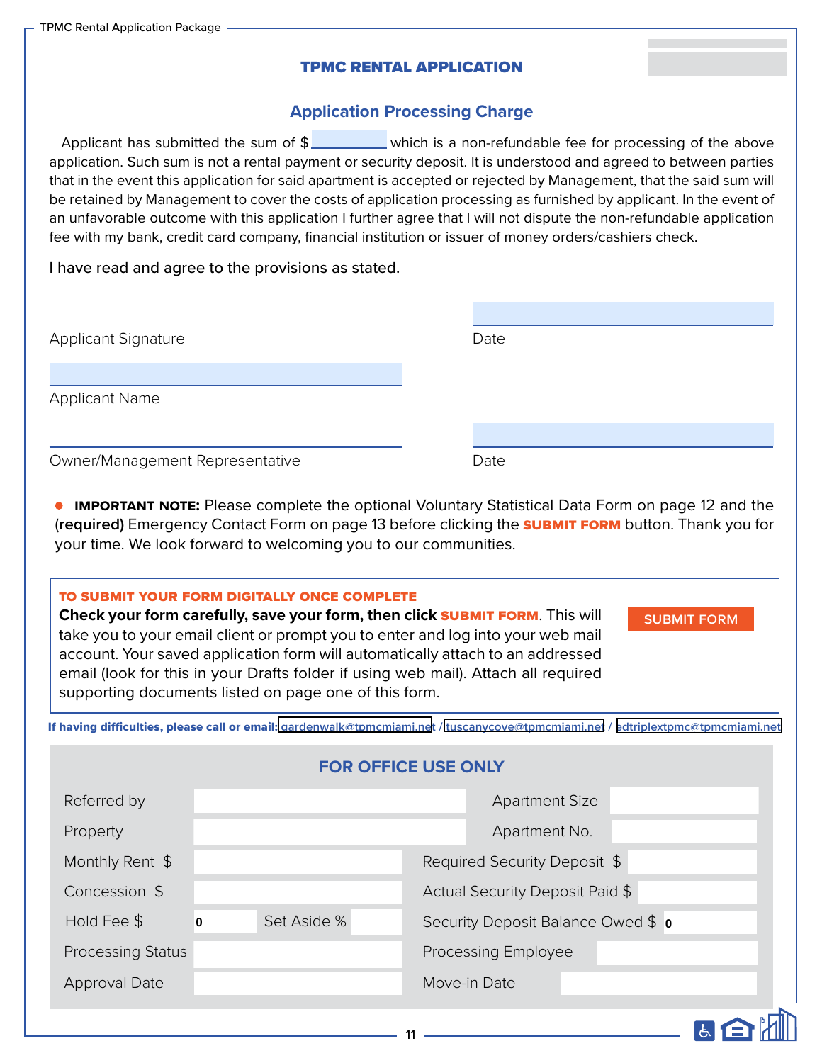# TPMC RENTAL APPLICATION

## Application Processing Charge

Applicant has submitted the sum of $ __________ which is a non-refundable fee for processing of the above application. Such sum is not a rental payment or security deposit. It is understood and agreed to between parties that in the event this application for said apartment is accepted or rejected by Management, that the said sum will be retained by Management to cover the costs of application processing as furnished by applicant. In the event of an unfavorable outcome with this application I further agree that I will not dispute the non-refundable application fee with my bank, credit card company, financial institution or issuer of money orders/cashiers check.

I have read and agree to the provisions as stated.

Applicant Signature ______________________ Date ______________________

Applicant Name ______________________

Owner/Management Representative ______________________ Date ______________________

- **IMPORTANT NOTE:** Please complete the optional Voluntary Statistical Data Form on page 12 and the **(required)** Emergency Contact Form on page 13 before clicking the **SUBMIT FORM** button. Thank you for your time. We look forward to welcoming you to our communities.

**TO SUBMIT YOUR FORM DIGITALLY ONCE COMPLETE**

**Check your form carefully, save your form, then click SUBMIT FORM**. This will take you to your email client or prompt you to enter and log into your web mail account. Your saved application form will automatically attach to an addressed email (look for this in your Drafts folder if using web mail). Attach all required supporting documents listed on page one of this form.

SUBMIT FORM

**If having difficulties, please call or email:** gardenwalk@tpmcmiami.net / tuscanycove@tpmcmiami.net / edtriplextpmc@tpmcmiami.net

## FOR OFFICE USE ONLY

| | | | |
|---|---|---|---|
| Referred by | | Apartment Size | |
| Property | | Apartment No. | |
| Monthly Rent $ | | Required Security Deposit $ | |
| Concession $ | | Actual Security Deposit Paid $ | |
| Hold Fee $ | 0 Set Aside % | Security Deposit Balance Owed $ | 0 |
| Processing Status | | Processing Employee | |
| Approval Date | | Move-in Date | |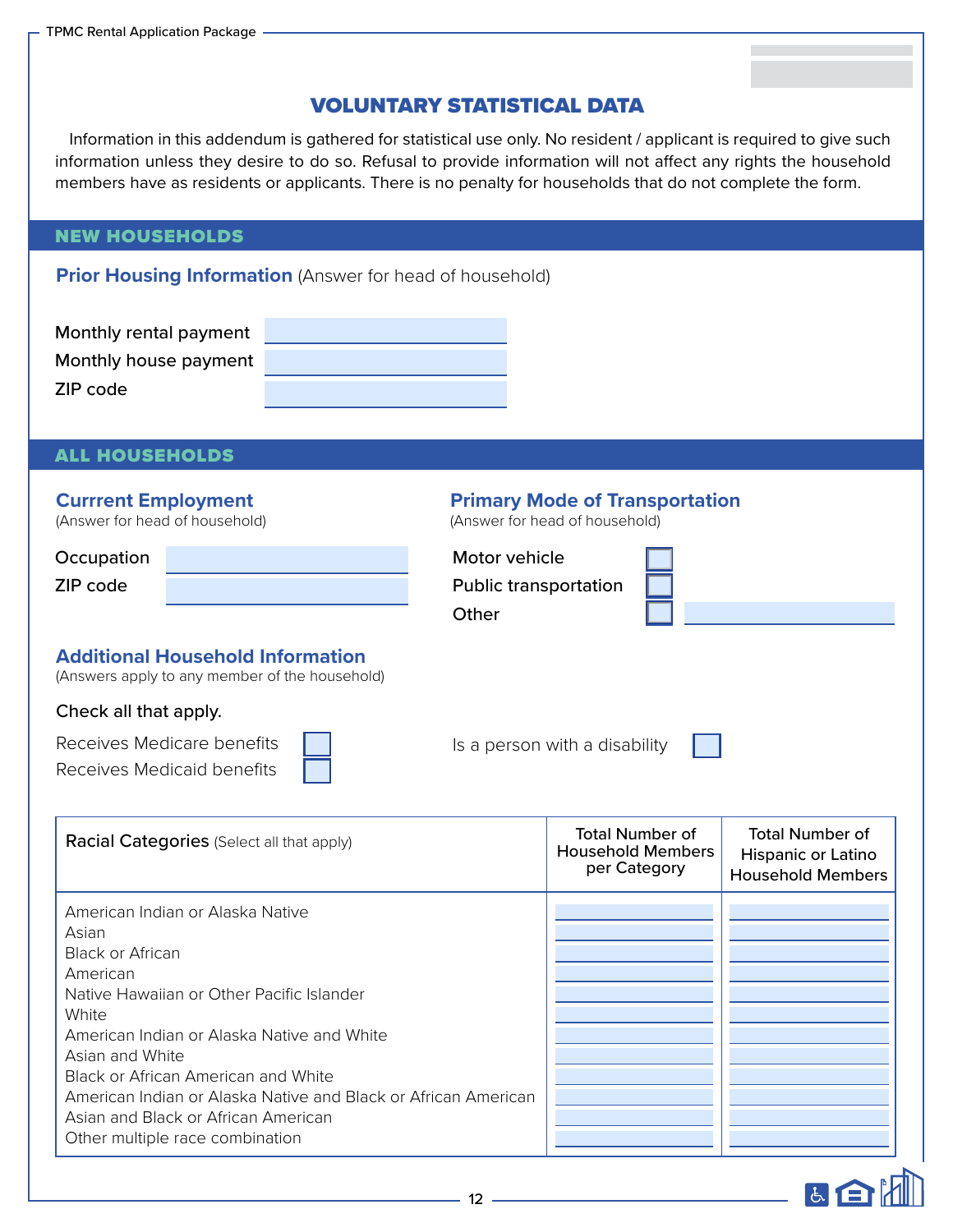# VOLUNTARY STATISTICAL DATA

Information in this addendum is gathered for statistical use only. No resident / applicant is required to give such information unless they desire to do so. Refusal to provide information will not affect any rights the household members have as residents or applicants. There is no penalty for households that do not complete the form.

## NEW HOUSEHOLDS

### Prior Housing Information (Answer for head of household)

Monthly rental payment ______

Monthly house payment ______

ZIP code ______

## ALL HOUSEHOLDS

### Currrent Employment

(Answer for head of household)

Occupation ______

ZIP code ______

### Primary Mode of Transportation

(Answer for head of household)

- ☐ Motor vehicle
- ☐ Public transportation
- ☐ Other ______

### Additional Household Information

(Answers apply to any member of the household)

Check all that apply.

- ☐ Receives Medicare benefits
- ☐ Receives Medicaid benefits
- ☐ Is a person with a disability

| Racial Categories (Select all that apply) | Total Number of Household Members per Category | Total Number of Hispanic or Latino Household Members |
|---|---|---|
| American Indian or Alaska Native | | |
| Asian | | |
| Black or African American | | |
| Native Hawaiian or Other Pacific Islander | | |
| White | | |
| American Indian or Alaska Native and White | | |
| Asian and White | | |
| Black or African American and White | | |
| American Indian or Alaska Native and Black or African American | | |
| Asian and Black or African American | | |
| Other multiple race combination | | |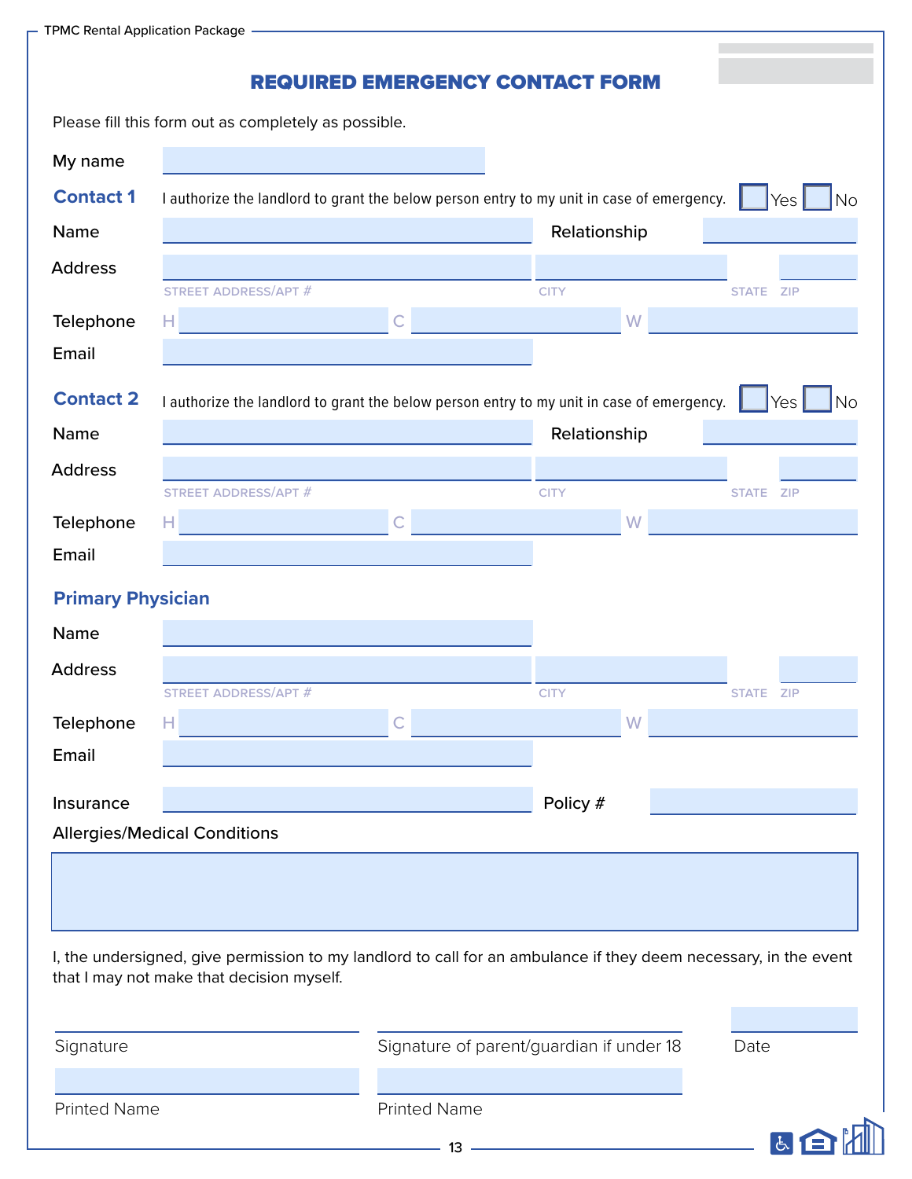# REQUIRED EMERGENCY CONTACT FORM

Please fill this form out as completely as possible.

My name

## Contact 1

I authorize the landlord to grant the below person entry to my unit in case of emergency. ☐ Yes ☐ No

Name

Relationship

Address

STREET ADDRESS/APT # CITY STATE ZIP

Telephone H C W

Email

## Contact 2

I authorize the landlord to grant the below person entry to my unit in case of emergency. ☐ Yes ☐ No

Name

Relationship

Address

STREET ADDRESS/APT # CITY STATE ZIP

Telephone H C W

Email

## Primary Physician

Name

Address

STREET ADDRESS/APT # CITY STATE ZIP

Telephone H C W

Email

Insurance

Policy #

Allergies/Medical Conditions

I, the undersigned, give permission to my landlord to call for an ambulance if they deem necessary, in the event that I may not make that decision myself.

Signature

Signature of parent/guardian if under 18

Date

Printed Name

Printed Name